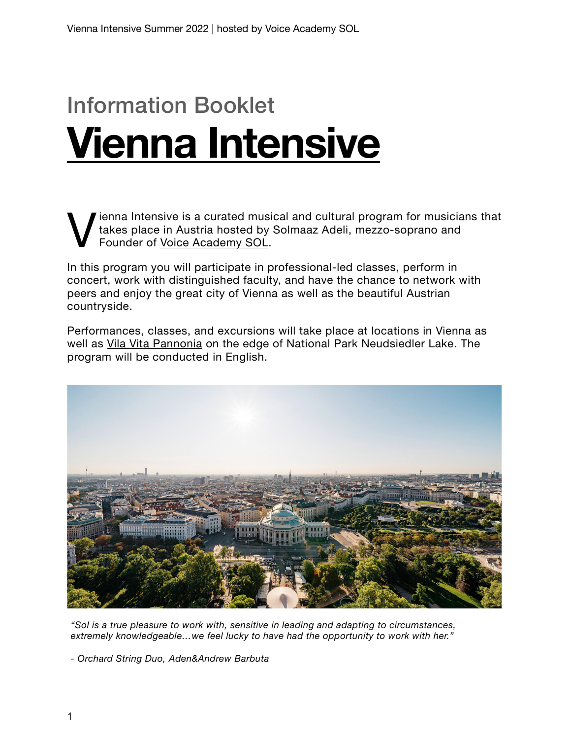Information Booklet

# Vienna Intensive

Vienna Intensive is a curated musical and cultural program for musicians that takes place in Austria hosted by Solmaaz Adeli, mezzo-soprano and Founder of Voice Academy SOL.

In this program you will participate in professional-led classes, perform in concert, work with distinguished faculty, and have the chance to network with peers and enjoy the great city of Vienna as well as the beautiful Austrian countryside.

Performances, classes, and excursions will take place at locations in Vienna as well as Vila Vita Pannonia on the edge of National Park Neudsiedler Lake. The program will be conducted in English.

*"Sol is a true pleasure to work with, sensitive in leading and adapting to circumstances, extremely knowledgeable…we feel lucky to have had the opportunity to work with her."*

*- Orchard String Duo, Aden&Andrew Barbuta*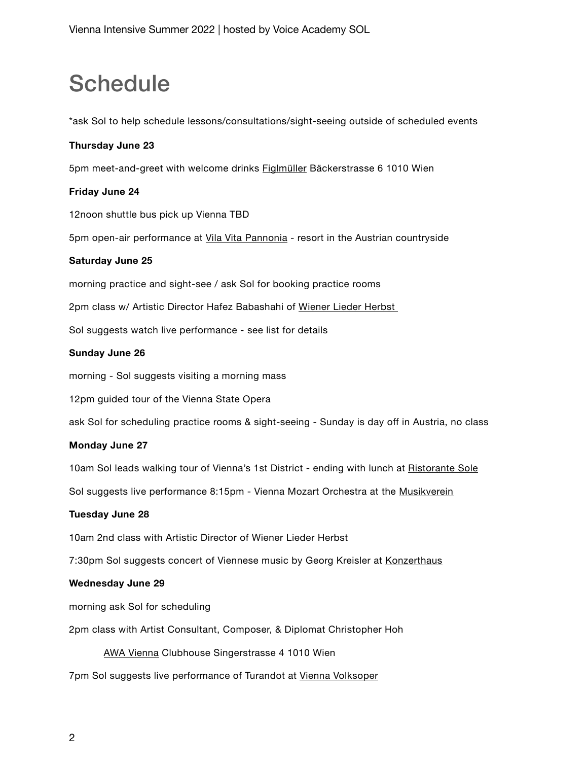# Schedule

*ask Sol to help schedule lessons/consultations/sight-seeing outside of scheduled events

**Thursday June 23**

5pm meet-and-greet with welcome drinks Figlmüller Bäckerstrasse 6 1010 Wien

**Friday June 24**

12noon shuttle bus pick up Vienna TBD

5pm open-air performance at Vila Vita Pannonia - resort in the Austrian countryside

**Saturday June 25**

morning practice and sight-see / ask Sol for booking practice rooms

2pm class w/ Artistic Director Hafez Babashahi of Wiener Lieder Herbst

Sol suggests watch live performance - see list for details

**Sunday June 26**

morning - Sol suggests visiting a morning mass

12pm guided tour of the Vienna State Opera

ask Sol for scheduling practice rooms & sight-seeing - Sunday is day off in Austria, no class

**Monday June 27**

10am Sol leads walking tour of Vienna's 1st District - ending with lunch at Ristorante Sole

Sol suggests live performance 8:15pm - Vienna Mozart Orchestra at the Musikverein

**Tuesday June 28**

10am 2nd class with Artistic Director of Wiener Lieder Herbst

7:30pm Sol suggests concert of Viennese music by Georg Kreisler at Konzerthaus

**Wednesday June 29**

morning ask Sol for scheduling

2pm class with Artist Consultant, Composer, & Diplomat Christopher Hoh

AWA Vienna Clubhouse Singerstrasse 4 1010 Wien

7pm Sol suggests live performance of Turandot at Vienna Volksoper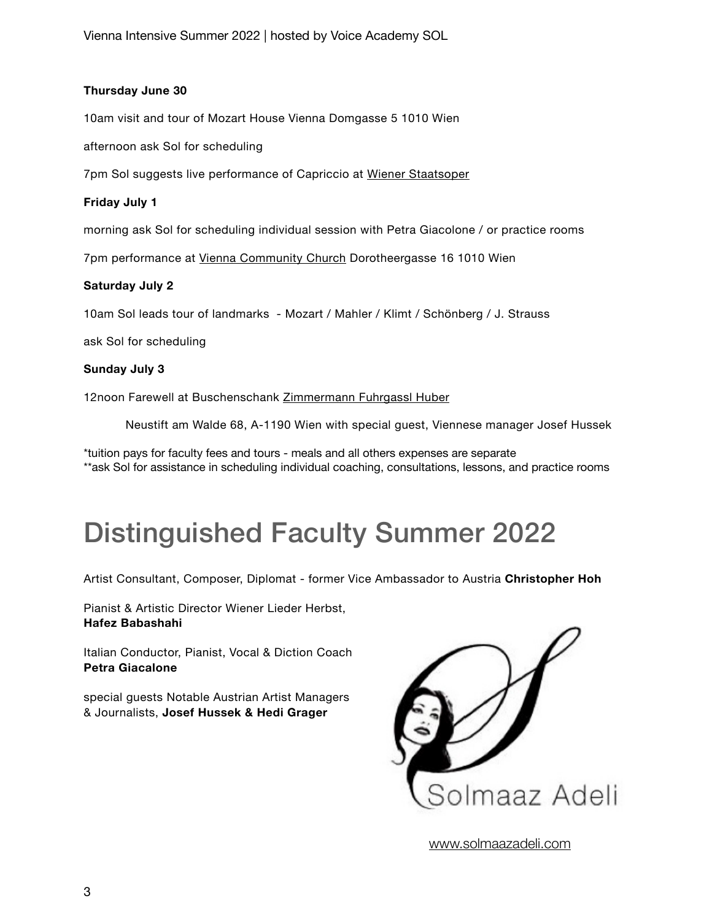**Thursday June 30**

10am visit and tour of Mozart House Vienna Domgasse 5 1010 Wien

afternoon ask Sol for scheduling

7pm Sol suggests live performance of Capriccio at Wiener Staatsoper

**Friday July 1**

morning ask Sol for scheduling individual session with Petra Giacolone / or practice rooms

7pm performance at Vienna Community Church Dorotheergasse 16 1010 Wien

**Saturday July 2**

10am Sol leads tour of landmarks - Mozart / Mahler / Klimt / Schönberg / J. Strauss

ask Sol for scheduling

**Sunday July 3**

12noon Farewell at Buschenschank Zimmermann Fuhrgassl Huber

Neustift am Walde 68, A-1190 Wien with special guest, Viennese manager Josef Hussek

*tuition pays for faculty fees and tours - meals and all others expenses are separate
**ask Sol for assistance in scheduling individual coaching, consultations, lessons, and practice rooms

# Distinguished Faculty Summer 2022

Artist Consultant, Composer, Diplomat - former Vice Ambassador to Austria **Christopher Hoh**

Pianist & Artistic Director Wiener Lieder Herbst,
**Hafez Babashahi**

Italian Conductor, Pianist, Vocal & Diction Coach
**Petra Giacalone**

special guests Notable Austrian Artist Managers & Journalists, **Josef Hussek & Hedi Grager**

Solmaaz Adeli

www.solmaazadeli.com